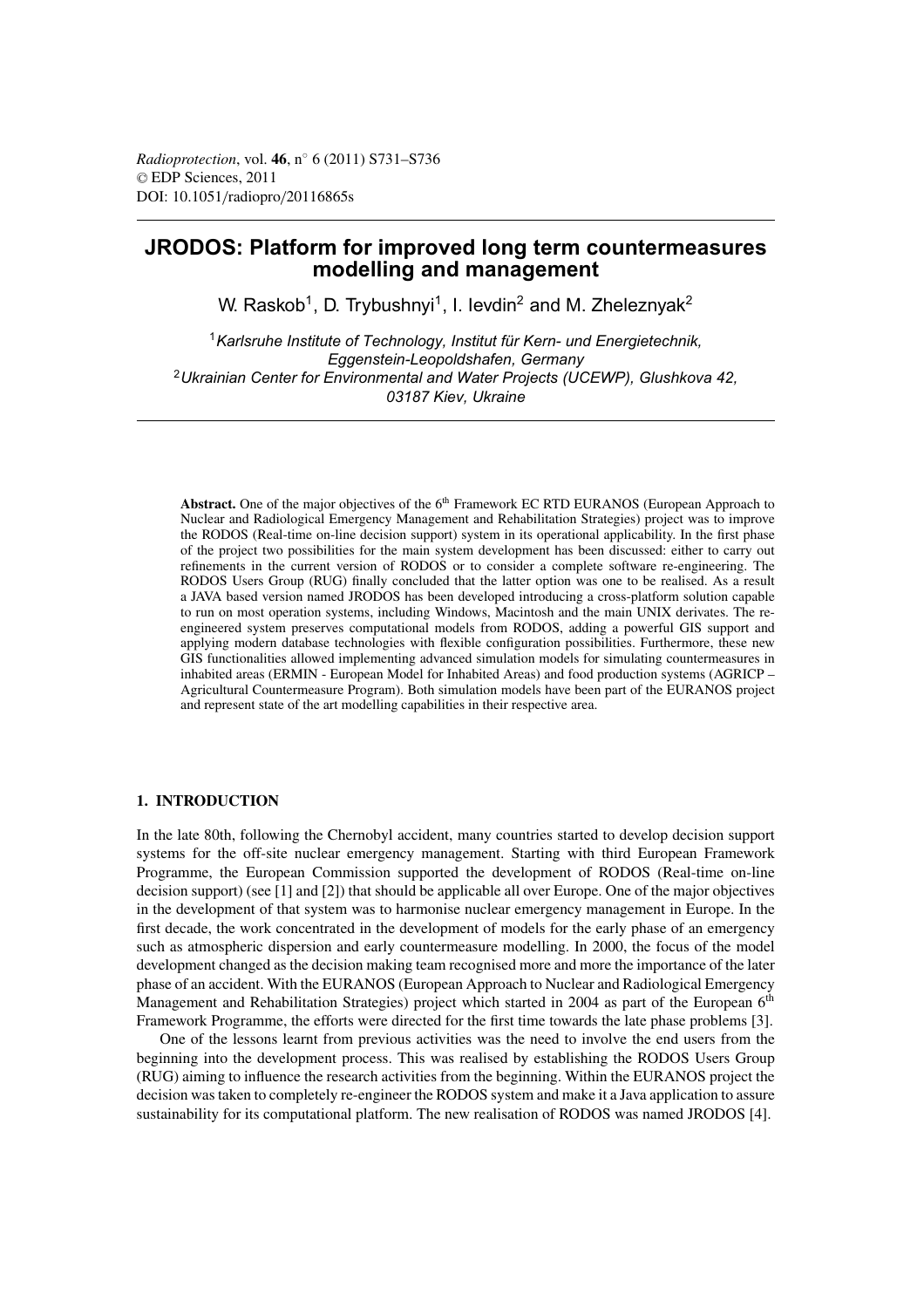# JRODOS: Platform for improved long term countermeasures modelling and management

W. Raskob[1], D. Trybushnyi[1], I. Ievdin[2] and M. Zheleznyak[2]

[1]*Karlsruhe Institute of Technology, Institut für Kern- und Energietechnik, Eggenstein-Leopoldshafen, Germany*
[2]*Ukrainian Center for Environmental and Water Projects (UCEWP), Glushkova 42, 03187 Kiev, Ukraine*

**Abstract.** One of the major objectives of the 6th Framework EC RTD EURANOS (European Approach to Nuclear and Radiological Emergency Management and Rehabilitation Strategies) project was to improve the RODOS (Real-time on-line decision support) system in its operational applicability. In the first phase of the project two possibilities for the main system development has been discussed: either to carry out refinements in the current version of RODOS or to consider a complete software re-engineering. The RODOS Users Group (RUG) finally concluded that the latter option was one to be realised. As a result a JAVA based version named JRODOS has been developed introducing a cross-platform solution capable to run on most operation systems, including Windows, Macintosh and the main UNIX derivates. The re-engineered system preserves computational models from RODOS, adding a powerful GIS support and applying modern database technologies with flexible configuration possibilities. Furthermore, these new GIS functionalities allowed implementing advanced simulation models for simulating countermeasures in inhabited areas (ERMIN - European Model for Inhabited Areas) and food production systems (AGRICP – Agricultural Countermeasure Program). Both simulation models have been part of the EURANOS project and represent state of the art modelling capabilities in their respective area.

## 1. INTRODUCTION

In the late 80th, following the Chernobyl accident, many countries started to develop decision support systems for the off-site nuclear emergency management. Starting with third European Framework Programme, the European Commission supported the development of RODOS (Real-time on-line decision support) (see [1] and [2]) that should be applicable all over Europe. One of the major objectives in the development of that system was to harmonise nuclear emergency management in Europe. In the first decade, the work concentrated in the development of models for the early phase of an emergency such as atmospheric dispersion and early countermeasure modelling. In 2000, the focus of the model development changed as the decision making team recognised more and more the importance of the later phase of an accident. With the EURANOS (European Approach to Nuclear and Radiological Emergency Management and Rehabilitation Strategies) project which started in 2004 as part of the European 6th Framework Programme, the efforts were directed for the first time towards the late phase problems [3].

One of the lessons learnt from previous activities was the need to involve the end users from the beginning into the development process. This was realised by establishing the RODOS Users Group (RUG) aiming to influence the research activities from the beginning. Within the EURANOS project the decision was taken to completely re-engineer the RODOS system and make it a Java application to assure sustainability for its computational platform. The new realisation of RODOS was named JRODOS [4].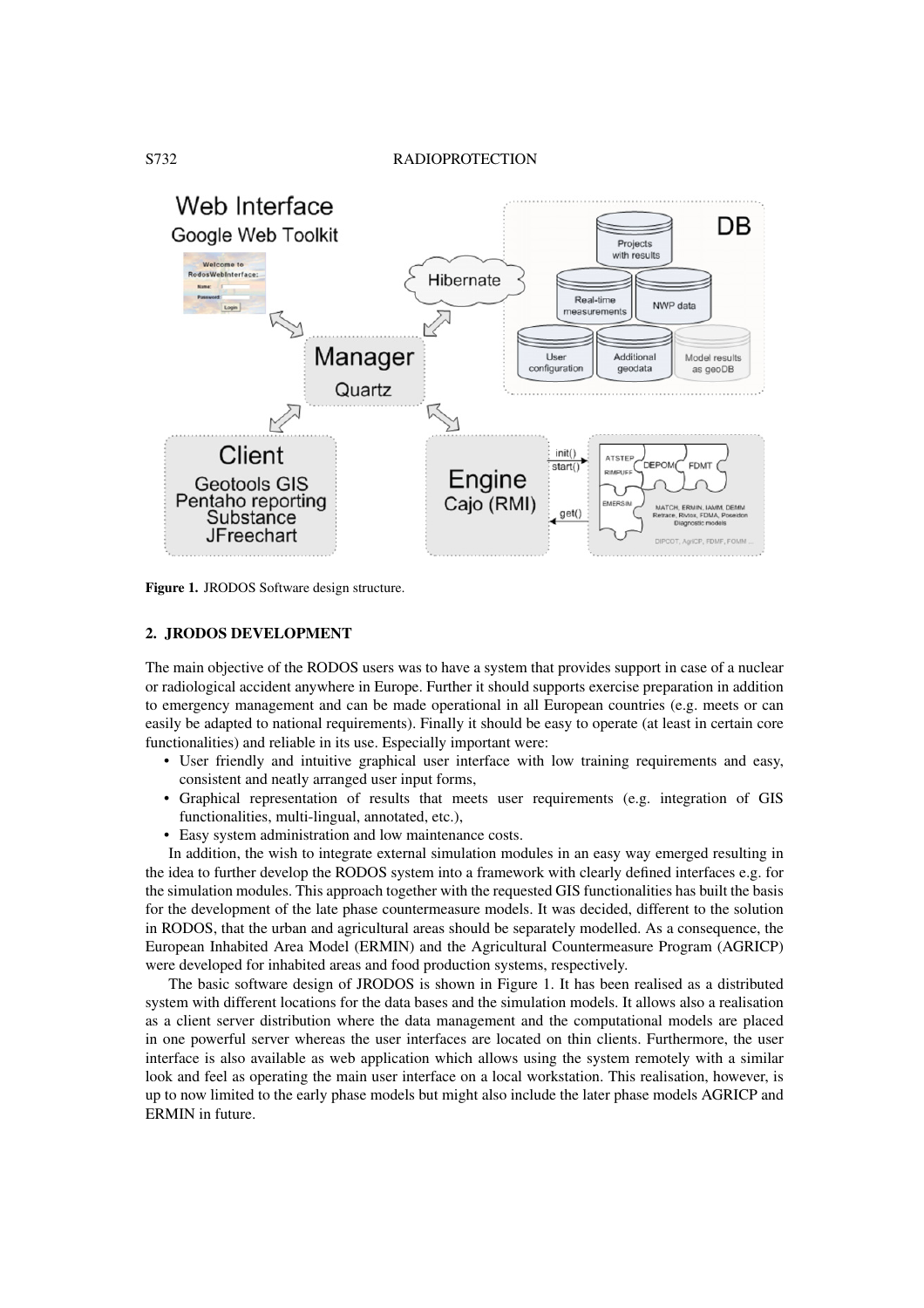Web Interface
Google Web Toolkit
Welcome to RodosWebInterface:
Name:
Password:
Login
Hibernate
DB
Projects with results
Real-time measurements
NWP data
User configuration
Additional geodata
Model results as geoDB
Manager
Quartz
Client
Geotools GIS
Pentaho reporting
Substance
JFreechart
Engine
Cajo (RMI)
init()
start()
get()
ATSTEP
RIMPUFF
DEPOM
FDMT
EMERSIM
MATCH, ERMIN, IAMM, DEMM
Retrace, Rivtox, FDMA, Poseidon
Diagnostic models
DIPCOT, AgriCP, FDMF, FOMM ...

**Figure 1.** JRODOS Software design structure.

## 2. JRODOS DEVELOPMENT

The main objective of the RODOS users was to have a system that provides support in case of a nuclear or radiological accident anywhere in Europe. Further it should supports exercise preparation in addition to emergency management and can be made operational in all European countries (e.g. meets or can easily be adapted to national requirements). Finally it should be easy to operate (at least in certain core functionalities) and reliable in its use. Especially important were:

- User friendly and intuitive graphical user interface with low training requirements and easy, consistent and neatly arranged user input forms,
- Graphical representation of results that meets user requirements (e.g. integration of GIS functionalities, multi-lingual, annotated, etc.),
- Easy system administration and low maintenance costs.

In addition, the wish to integrate external simulation modules in an easy way emerged resulting in the idea to further develop the RODOS system into a framework with clearly defined interfaces e.g. for the simulation modules. This approach together with the requested GIS functionalities has built the basis for the development of the late phase countermeasure models. It was decided, different to the solution in RODOS, that the urban and agricultural areas should be separately modelled. As a consequence, the European Inhabited Area Model (ERMIN) and the Agricultural Countermeasure Program (AGRICP) were developed for inhabited areas and food production systems, respectively.

The basic software design of JRODOS is shown in Figure 1. It has been realised as a distributed system with different locations for the data bases and the simulation models. It allows also a realisation as a client server distribution where the data management and the computational models are placed in one powerful server whereas the user interfaces are located on thin clients. Furthermore, the user interface is also available as web application which allows using the system remotely with a similar look and feel as operating the main user interface on a local workstation. This realisation, however, is up to now limited to the early phase models but might also include the later phase models AGRICP and ERMIN in future.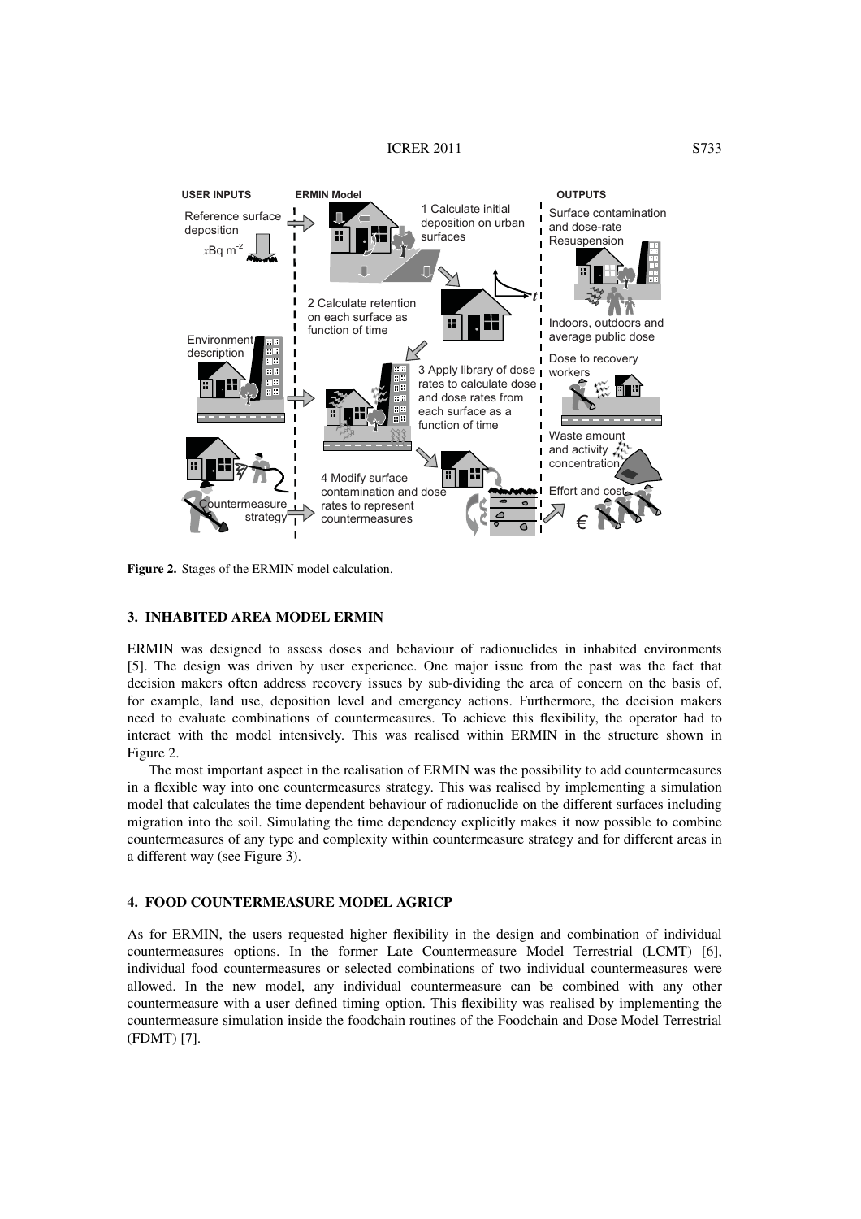**Figure 2.** Stages of the ERMIN model calculation.

## 3. INHABITED AREA MODEL ERMIN

ERMIN was designed to assess doses and behaviour of radionuclides in inhabited environments [5]. The design was driven by user experience. One major issue from the past was the fact that decision makers often address recovery issues by sub-dividing the area of concern on the basis of, for example, land use, deposition level and emergency actions. Furthermore, the decision makers need to evaluate combinations of countermeasures. To achieve this flexibility, the operator had to interact with the model intensively. This was realised within ERMIN in the structure shown in Figure 2.

The most important aspect in the realisation of ERMIN was the possibility to add countermeasures in a flexible way into one countermeasures strategy. This was realised by implementing a simulation model that calculates the time dependent behaviour of radionuclide on the different surfaces including migration into the soil. Simulating the time dependency explicitly makes it now possible to combine countermeasures of any type and complexity within countermeasure strategy and for different areas in a different way (see Figure 3).

## 4. FOOD COUNTERMEASURE MODEL AGRICP

As for ERMIN, the users requested higher flexibility in the design and combination of individual countermeasures options. In the former Late Countermeasure Model Terrestrial (LCMT) [6], individual food countermeasures or selected combinations of two individual countermeasures were allowed. In the new model, any individual countermeasure can be combined with any other countermeasure with a user defined timing option. This flexibility was realised by implementing the countermeasure simulation inside the foodchain routines of the Foodchain and Dose Model Terrestrial (FDMT) [7].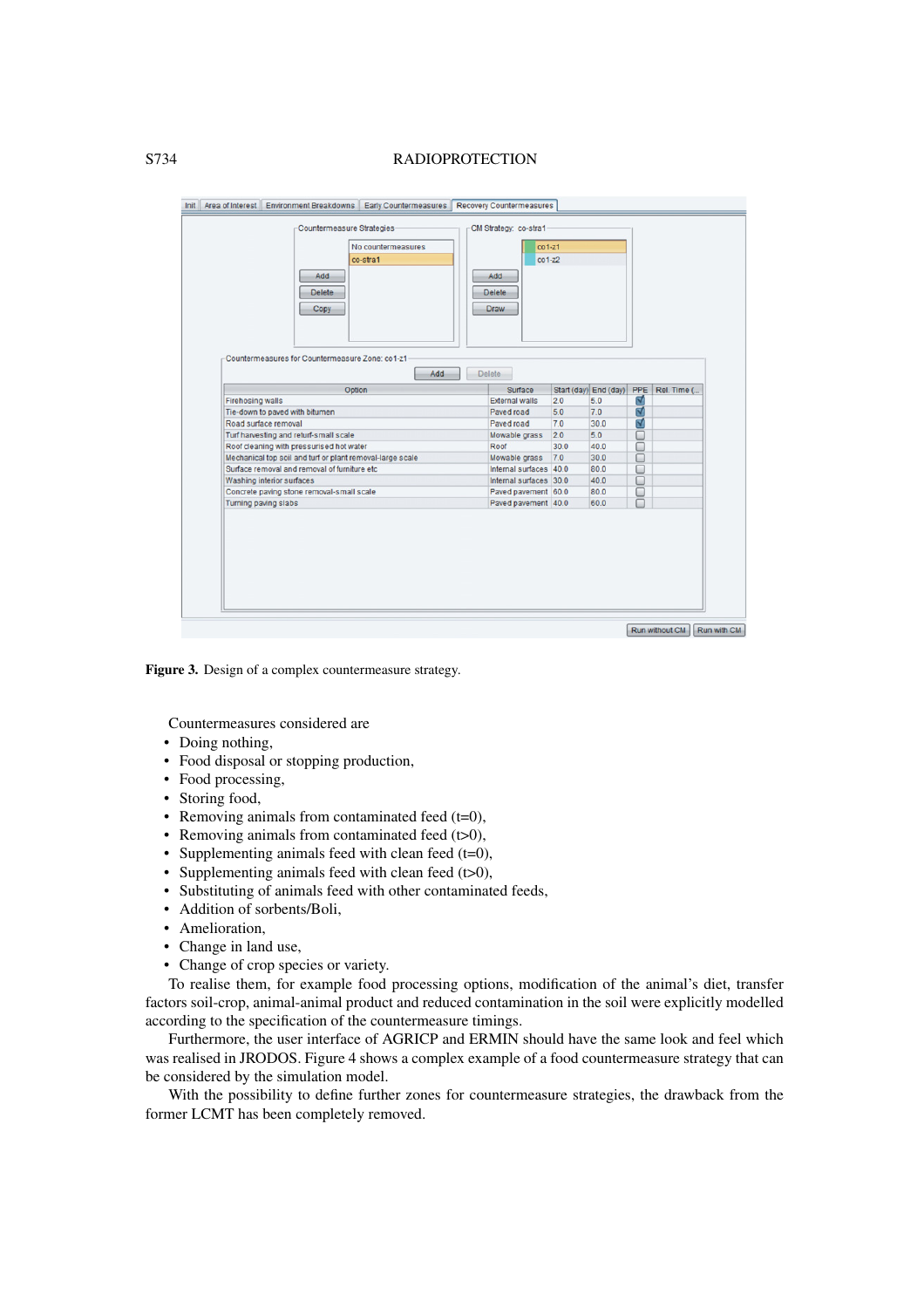**Figure 3.** Design of a complex countermeasure strategy.

Countermeasures considered are

- Doing nothing,
- Food disposal or stopping production,
- Food processing,
- Storing food,
- Removing animals from contaminated feed (t=0),
- Removing animals from contaminated feed (t>0),
- Supplementing animals feed with clean feed (t=0),
- Supplementing animals feed with clean feed (t>0),
- Substituting of animals feed with other contaminated feeds,
- Addition of sorbents/Boli,
- Amelioration,
- Change in land use,
- Change of crop species or variety.

To realise them, for example food processing options, modification of the animal's diet, transfer factors soil-crop, animal-animal product and reduced contamination in the soil were explicitly modelled according to the specification of the countermeasure timings.

Furthermore, the user interface of AGRICP and ERMIN should have the same look and feel which was realised in JRODOS. Figure 4 shows a complex example of a food countermeasure strategy that can be considered by the simulation model.

With the possibility to define further zones for countermeasure strategies, the drawback from the former LCMT has been completely removed.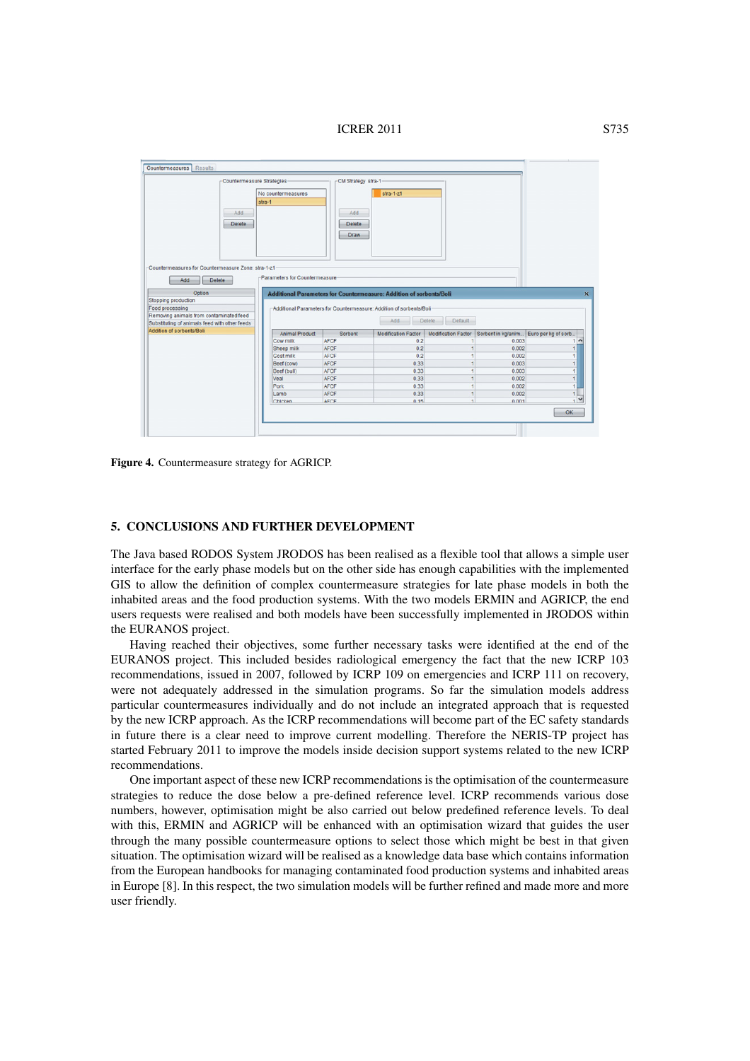**Figure 4.** Countermeasure strategy for AGRICP.

## 5. CONCLUSIONS AND FURTHER DEVELOPMENT

The Java based RODOS System JRODOS has been realised as a flexible tool that allows a simple user interface for the early phase models but on the other side has enough capabilities with the implemented GIS to allow the definition of complex countermeasure strategies for late phase models in both the inhabited areas and the food production systems. With the two models ERMIN and AGRICP, the end users requests were realised and both models have been successfully implemented in JRODOS within the EURANOS project.

Having reached their objectives, some further necessary tasks were identified at the end of the EURANOS project. This included besides radiological emergency the fact that the new ICRP 103 recommendations, issued in 2007, followed by ICRP 109 on emergencies and ICRP 111 on recovery, were not adequately addressed in the simulation programs. So far the simulation models address particular countermeasures individually and do not include an integrated approach that is requested by the new ICRP approach. As the ICRP recommendations will become part of the EC safety standards in future there is a clear need to improve current modelling. Therefore the NERIS-TP project has started February 2011 to improve the models inside decision support systems related to the new ICRP recommendations.

One important aspect of these new ICRP recommendations is the optimisation of the countermeasure strategies to reduce the dose below a pre-defined reference level. ICRP recommends various dose numbers, however, optimisation might be also carried out below predefined reference levels. To deal with this, ERMIN and AGRICP will be enhanced with an optimisation wizard that guides the user through the many possible countermeasure options to select those which might be best in that given situation. The optimisation wizard will be realised as a knowledge data base which contains information from the European handbooks for managing contaminated food production systems and inhabited areas in Europe [8]. In this respect, the two simulation models will be further refined and made more and more user friendly.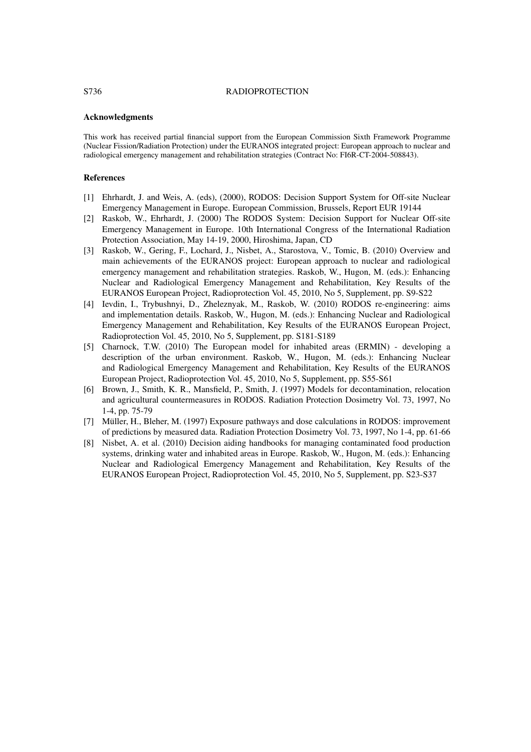## Acknowledgments

This work has received partial financial support from the European Commission Sixth Framework Programme (Nuclear Fission/Radiation Protection) under the EURANOS integrated project: European approach to nuclear and radiological emergency management and rehabilitation strategies (Contract No: FI6R-CT-2004-508843).

## References

[1] Ehrhardt, J. and Weis, A. (eds), (2000), RODOS: Decision Support System for Off-site Nuclear Emergency Management in Europe. European Commission, Brussels, Report EUR 19144

[2] Raskob, W., Ehrhardt, J. (2000) The RODOS System: Decision Support for Nuclear Off-site Emergency Management in Europe. 10th International Congress of the International Radiation Protection Association, May 14-19, 2000, Hiroshima, Japan, CD

[3] Raskob, W., Gering, F., Lochard, J., Nisbet, A., Starostova, V., Tomic, B. (2010) Overview and main achievements of the EURANOS project: European approach to nuclear and radiological emergency management and rehabilitation strategies. Raskob, W., Hugon, M. (eds.): Enhancing Nuclear and Radiological Emergency Management and Rehabilitation, Key Results of the EURANOS European Project, Radioprotection Vol. 45, 2010, No 5, Supplement, pp. S9-S22

[4] Ievdin, I., Trybushnyi, D., Zheleznyak, M., Raskob, W. (2010) RODOS re-engineering: aims and implementation details. Raskob, W., Hugon, M. (eds.): Enhancing Nuclear and Radiological Emergency Management and Rehabilitation, Key Results of the EURANOS European Project, Radioprotection Vol. 45, 2010, No 5, Supplement, pp. S181-S189

[5] Charnock, T.W. (2010) The European model for inhabited areas (ERMIN) - developing a description of the urban environment. Raskob, W., Hugon, M. (eds.): Enhancing Nuclear and Radiological Emergency Management and Rehabilitation, Key Results of the EURANOS European Project, Radioprotection Vol. 45, 2010, No 5, Supplement, pp. S55-S61

[6] Brown, J., Smith, K. R., Mansfield, P., Smith, J. (1997) Models for decontamination, relocation and agricultural countermeasures in RODOS. Radiation Protection Dosimetry Vol. 73, 1997, No 1-4, pp. 75-79

[7] Müller, H., Bleher, M. (1997) Exposure pathways and dose calculations in RODOS: improvement of predictions by measured data. Radiation Protection Dosimetry Vol. 73, 1997, No 1-4, pp. 61-66

[8] Nisbet, A. et al. (2010) Decision aiding handbooks for managing contaminated food production systems, drinking water and inhabited areas in Europe. Raskob, W., Hugon, M. (eds.): Enhancing Nuclear and Radiological Emergency Management and Rehabilitation, Key Results of the EURANOS European Project, Radioprotection Vol. 45, 2010, No 5, Supplement, pp. S23-S37